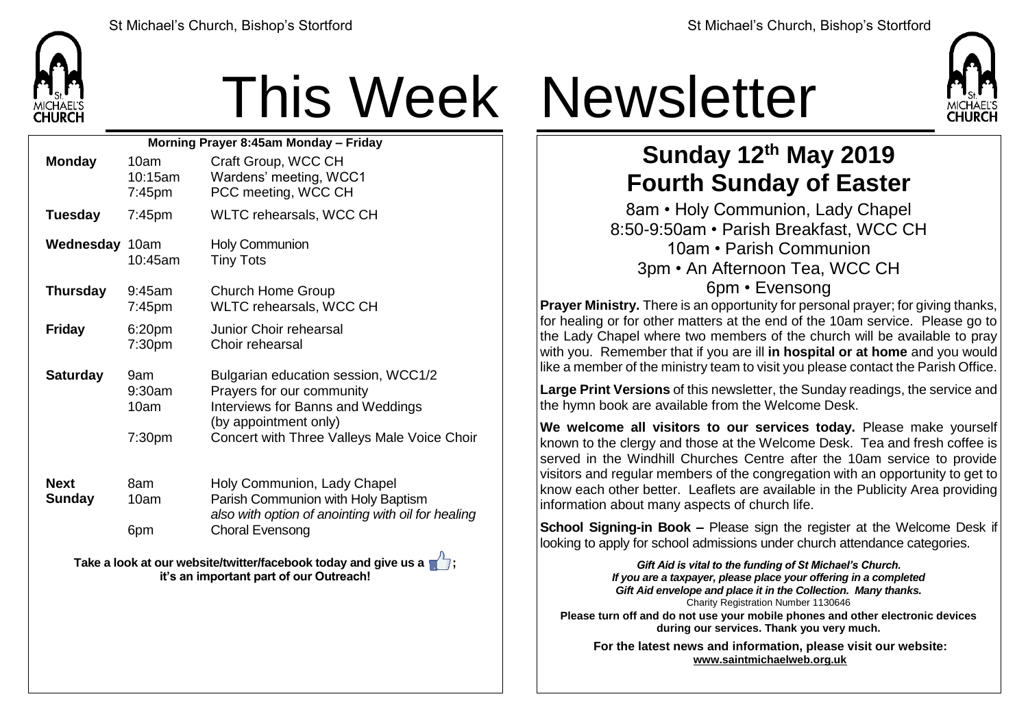# This Week Newsletter

| Morning Prayer 8:45am Monday – Friday | | |
|---|---|---|
| **Monday** | 10am | Craft Group, WCC CH |
| | 10:15am | Wardens' meeting, WCC1 |
| | 7:45pm | PCC meeting, WCC CH |
| **Tuesday** | 7:45pm | WLTC rehearsals, WCC CH |
| **Wednesday** | 10am | Holy Communion |
| | 10:45am | Tiny Tots |
| **Thursday** | 9:45am | Church Home Group |
| | 7:45pm | WLTC rehearsals, WCC CH |
| **Friday** | 6:20pm | Junior Choir rehearsal |
| | 7:30pm | Choir rehearsal |
| **Saturday** | 9am | Bulgarian education session, WCC1/2 |
| | 9:30am | Prayers for our community |
| | 10am | Interviews for Banns and Weddings (by appointment only) |
| | 7:30pm | Concert with Three Valleys Male Voice Choir |
| **Next Sunday** | 8am | Holy Communion, Lady Chapel |
| | 10am | Parish Communion with Holy Baptism *also with option of anointing with oil for healing* |
| | 6pm | Choral Evensong |

**Take a look at our website/twitter/facebook today and give us a 👍; it's an important part of our Outreach!**

## Sunday 12th May 2019
## Fourth Sunday of Easter

8am • Holy Communion, Lady Chapel
8:50-9:50am • Parish Breakfast, WCC CH
10am • Parish Communion
3pm • An Afternoon Tea, WCC CH
6pm • Evensong

**Prayer Ministry.** There is an opportunity for personal prayer; for giving thanks, for healing or for other matters at the end of the 10am service. Please go to the Lady Chapel where two members of the church will be available to pray with you. Remember that if you are ill **in hospital or at home** and you would like a member of the ministry team to visit you please contact the Parish Office.

**Large Print Versions** of this newsletter, the Sunday readings, the service and the hymn book are available from the Welcome Desk.

**We welcome all visitors to our services today.** Please make yourself known to the clergy and those at the Welcome Desk. Tea and fresh coffee is served in the Windhill Churches Centre after the 10am service to provide visitors and regular members of the congregation with an opportunity to get to know each other better. Leaflets are available in the Publicity Area providing information about many aspects of church life.

**School Signing-in Book –** Please sign the register at the Welcome Desk if looking to apply for school admissions under church attendance categories.

***Gift Aid is vital to the funding of St Michael's Church. If you are a taxpayer, please place your offering in a completed Gift Aid envelope and place it in the Collection. Many thanks.***
Charity Registration Number 1130646

**Please turn off and do not use your mobile phones and other electronic devices during our services. Thank you very much.**

**For the latest news and information, please visit our website: www.saintmichaelweb.org.uk**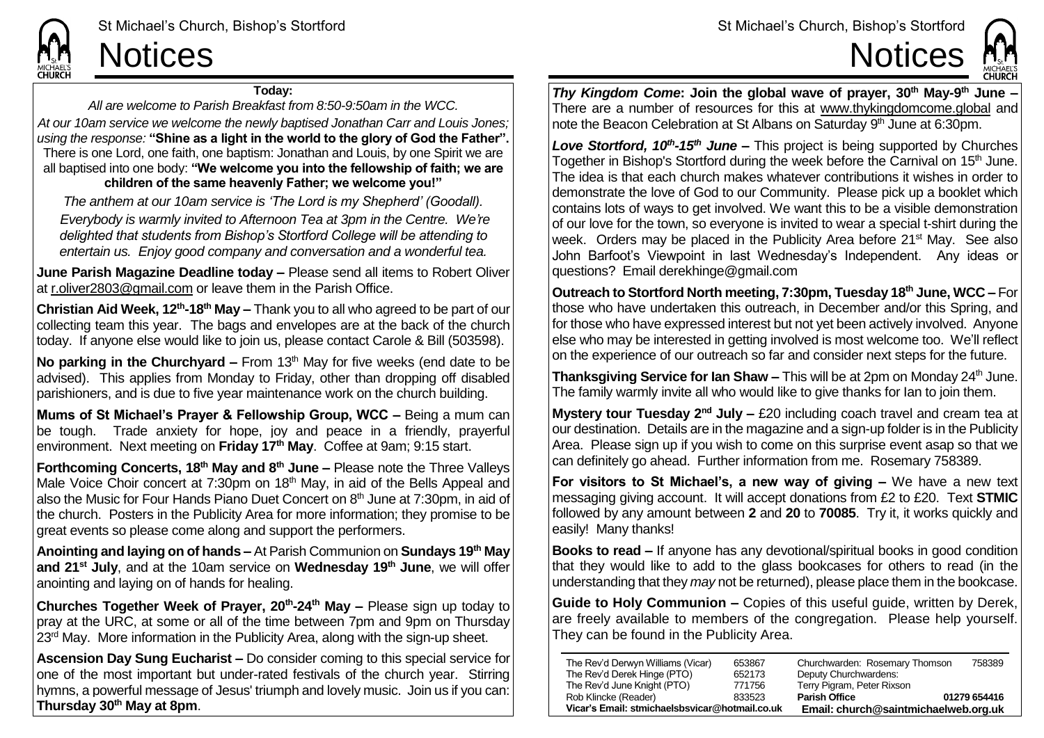# Notices

**Today:**

*All are welcome to Parish Breakfast from 8:50-9:50am in the WCC.*

*At our 10am service we welcome the newly baptised Jonathan Carr and Louis Jones; using the response:* **"Shine as a light in the world to the glory of God the Father".** There is one Lord, one faith, one baptism: Jonathan and Louis, by one Spirit we are all baptised into one body: **"We welcome you into the fellowship of faith; we are children of the same heavenly Father; we welcome you!"**

*The anthem at our 10am service is 'The Lord is my Shepherd' (Goodall).*

*Everybody is warmly invited to Afternoon Tea at 3pm in the Centre. We're delighted that students from Bishop's Stortford College will be attending to entertain us. Enjoy good company and conversation and a wonderful tea.*

**June Parish Magazine Deadline today –** Please send all items to Robert Oliver at r.oliver2803@gmail.com or leave them in the Parish Office.

**Christian Aid Week, 12th-18th May –** Thank you to all who agreed to be part of our collecting team this year. The bags and envelopes are at the back of the church today. If anyone else would like to join us, please contact Carole & Bill (503598).

**No parking in the Churchyard –** From 13th May for five weeks (end date to be advised). This applies from Monday to Friday, other than dropping off disabled parishioners, and is due to five year maintenance work on the church building.

**Mums of St Michael's Prayer & Fellowship Group, WCC –** Being a mum can be tough. Trade anxiety for hope, joy and peace in a friendly, prayerful environment. Next meeting on **Friday 17th May**. Coffee at 9am; 9:15 start.

**Forthcoming Concerts, 18th May and 8th June –** Please note the Three Valleys Male Voice Choir concert at 7:30pm on 18th May, in aid of the Bells Appeal and also the Music for Four Hands Piano Duet Concert on 8th June at 7:30pm, in aid of the church. Posters in the Publicity Area for more information; they promise to be great events so please come along and support the performers.

**Anointing and laying on of hands –** At Parish Communion on **Sundays 19th May and 21st July**, and at the 10am service on **Wednesday 19th June**, we will offer anointing and laying on of hands for healing.

**Churches Together Week of Prayer, 20th-24th May –** Please sign up today to pray at the URC, at some or all of the time between 7pm and 9pm on Thursday 23rd May. More information in the Publicity Area, along with the sign-up sheet.

**Ascension Day Sung Eucharist –** Do consider coming to this special service for one of the most important but under-rated festivals of the church year. Stirring hymns, a powerful message of Jesus' triumph and lovely music. Join us if you can: **Thursday 30th May at 8pm**.

***Thy Kingdom Come*: Join the global wave of prayer, 30th May-9th June –** There are a number of resources for this at www.thykingdomcome.global and note the Beacon Celebration at St Albans on Saturday 9th June at 6:30pm.

***Love Stortford, 10th-15th June* –** This project is being supported by Churches Together in Bishop's Stortford during the week before the Carnival on 15th June. The idea is that each church makes whatever contributions it wishes in order to demonstrate the love of God to our Community. Please pick up a booklet which contains lots of ways to get involved. We want this to be a visible demonstration of our love for the town, so everyone is invited to wear a special t-shirt during the week. Orders may be placed in the Publicity Area before 21st May. See also John Barfoot's Viewpoint in last Wednesday's Independent. Any ideas or questions? Email derekhinge@gmail.com

**Outreach to Stortford North meeting, 7:30pm, Tuesday 18th June, WCC –** For those who have undertaken this outreach, in December and/or this Spring, and for those who have expressed interest but not yet been actively involved. Anyone else who may be interested in getting involved is most welcome too. We'll reflect on the experience of our outreach so far and consider next steps for the future.

**Thanksgiving Service for Ian Shaw –** This will be at 2pm on Monday 24th June. The family warmly invite all who would like to give thanks for Ian to join them.

**Mystery tour Tuesday 2nd July –** £20 including coach travel and cream tea at our destination. Details are in the magazine and a sign-up folder is in the Publicity Area. Please sign up if you wish to come on this surprise event asap so that we can definitely go ahead. Further information from me. Rosemary 758389.

**For visitors to St Michael's, a new way of giving –** We have a new text messaging giving account. It will accept donations from £2 to £20. Text **STMIC** followed by any amount between **2** and **20** to **70085**. Try it, it works quickly and easily! Many thanks!

**Books to read –** If anyone has any devotional/spiritual books in good condition that they would like to add to the glass bookcases for others to read (in the understanding that they *may* not be returned), please place them in the bookcase.

**Guide to Holy Communion –** Copies of this useful guide, written by Derek, are freely available to members of the congregation. Please help yourself. They can be found in the Publicity Area.

| | | | |
|---|---|---|---|
| The Rev'd Derwyn Williams (Vicar) | 653867 | Churchwarden: Rosemary Thomson | 758389 |
| The Rev'd Derek Hinge (PTO) | 652173 | Deputy Churchwardens: | |
| The Rev'd June Knight (PTO) | 771756 | Terry Pigram, Peter Rixson | |
| Rob Klincke (Reader) | 833523 | **Parish Office** | **01279 654416** |
| **Vicar's Email: stmichaelsbsvicar@hotmail.co.uk** | | **Email: church@saintmichaelweb.org.uk** | |